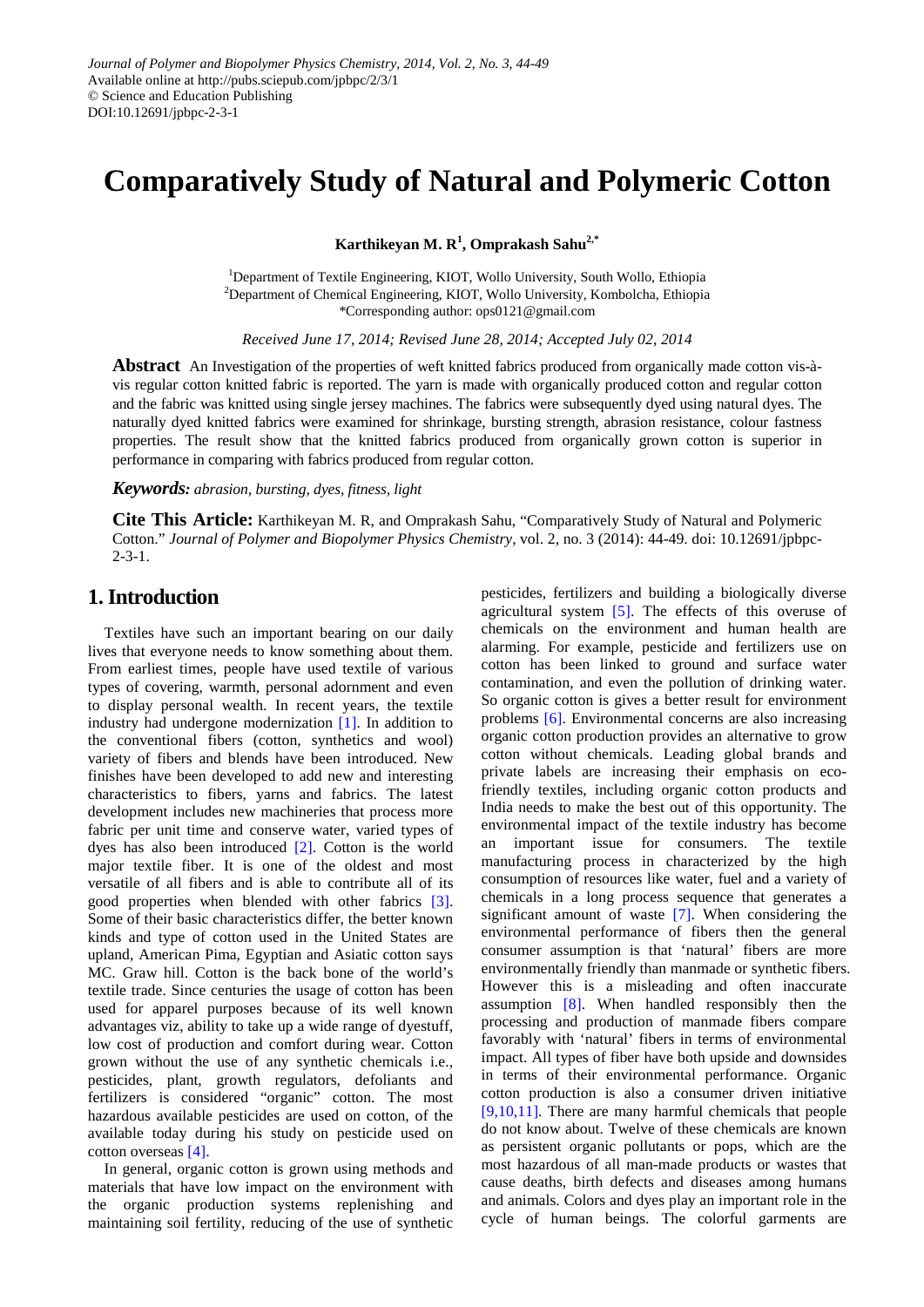Journal of Polymer and Biopolymer Physics Chemistry, 2014, Vol. 2, No. 3, 44-49
Available online at http://pubs.sciepub.com/jpbpc/2/3/1
© Science and Education Publishing
DOI:10.12691/jpbpc-2-3-1

# Comparatively Study of Natural and Polymeric Cotton

**Karthikeyan M. R[1], Omprakash Sahu[2,*]**

[1]Department of Textile Engineering, KIOT, Wollo University, South Wollo, Ethiopia
[2]Department of Chemical Engineering, KIOT, Wollo University, Kombolcha, Ethiopia
*Corresponding author: ops0121@gmail.com

*Received June 17, 2014; Revised June 28, 2014; Accepted July 02, 2014*

**Abstract** An Investigation of the properties of weft knitted fabrics produced from organically made cotton vis-à-vis regular cotton knitted fabric is reported. The yarn is made with organically produced cotton and regular cotton and the fabric was knitted using single jersey machines. The fabrics were subsequently dyed using natural dyes. The naturally dyed knitted fabrics were examined for shrinkage, bursting strength, abrasion resistance, colour fastness properties. The result show that the knitted fabrics produced from organically grown cotton is superior in performance in comparing with fabrics produced from regular cotton.

***Keywords:*** *abrasion, bursting, dyes, fitness, light*

**Cite This Article:** Karthikeyan M. R, and Omprakash Sahu, "Comparatively Study of Natural and Polymeric Cotton." *Journal of Polymer and Biopolymer Physics Chemistry*, vol. 2, no. 3 (2014): 44-49. doi: 10.12691/jpbpc-2-3-1.

## 1. Introduction

Textiles have such an important bearing on our daily lives that everyone needs to know something about them. From earliest times, people have used textile of various types of covering, warmth, personal adornment and even to display personal wealth. In recent years, the textile industry had undergone modernization [1]. In addition to the conventional fibers (cotton, synthetics and wool) variety of fibers and blends have been introduced. New finishes have been developed to add new and interesting characteristics to fibers, yarns and fabrics. The latest development includes new machineries that process more fabric per unit time and conserve water, varied types of dyes has also been introduced [2]. Cotton is the world major textile fiber. It is one of the oldest and most versatile of all fibers and is able to contribute all of its good properties when blended with other fabrics [3]. Some of their basic characteristics differ, the better known kinds and type of cotton used in the United States are upland, American Pima, Egyptian and Asiatic cotton says MC. Graw hill. Cotton is the back bone of the world's textile trade. Since centuries the usage of cotton has been used for apparel purposes because of its well known advantages viz, ability to take up a wide range of dyestuff, low cost of production and comfort during wear. Cotton grown without the use of any synthetic chemicals i.e., pesticides, plant, growth regulators, defoliants and fertilizers is considered "organic" cotton. The most hazardous available pesticides are used on cotton, of the available today during his study on pesticide used on cotton overseas [4].

In general, organic cotton is grown using methods and materials that have low impact on the environment with the organic production systems replenishing and maintaining soil fertility, reducing of the use of synthetic pesticides, fertilizers and building a biologically diverse agricultural system [5]. The effects of this overuse of chemicals on the environment and human health are alarming. For example, pesticide and fertilizers use on cotton has been linked to ground and surface water contamination, and even the pollution of drinking water. So organic cotton is gives a better result for environment problems [6]. Environmental concerns are also increasing organic cotton production provides an alternative to grow cotton without chemicals. Leading global brands and private labels are increasing their emphasis on eco-friendly textiles, including organic cotton products and India needs to make the best out of this opportunity. The environmental impact of the textile industry has become an important issue for consumers. The textile manufacturing process in characterized by the high consumption of resources like water, fuel and a variety of chemicals in a long process sequence that generates a significant amount of waste [7]. When considering the environmental performance of fibers then the general consumer assumption is that 'natural' fibers are more environmentally friendly than manmade or synthetic fibers. However this is a misleading and often inaccurate assumption [8]. When handled responsibly then the processing and production of manmade fibers compare favorably with 'natural' fibers in terms of environmental impact. All types of fiber have both upside and downsides in terms of their environmental performance. Organic cotton production is also a consumer driven initiative [9,10,11]. There are many harmful chemicals that people do not know about. Twelve of these chemicals are known as persistent organic pollutants or pops, which are the most hazardous of all man-made products or wastes that cause deaths, birth defects and diseases among humans and animals. Colors and dyes play an important role in the cycle of human beings. The colorful garments are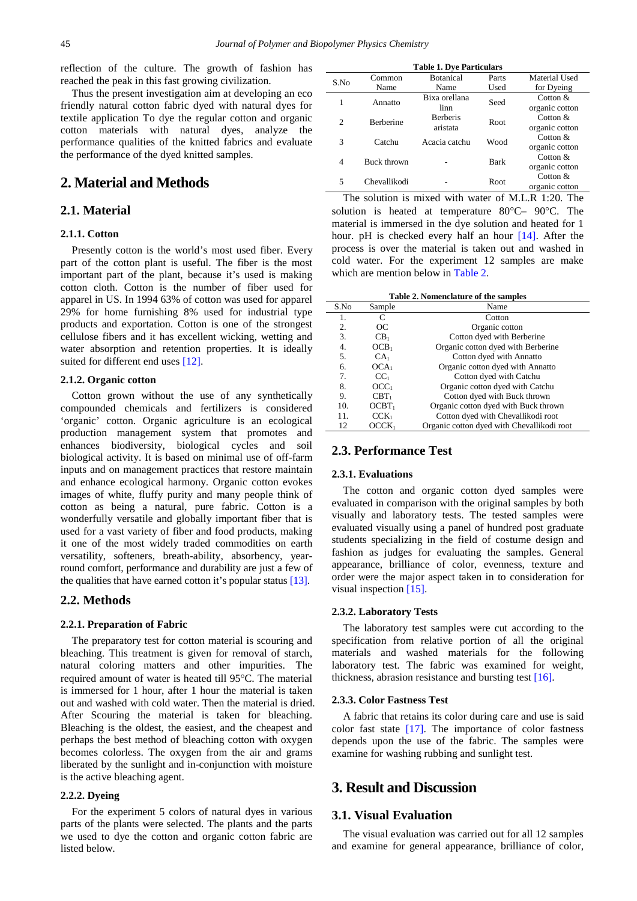reflection of the culture. The growth of fashion has reached the peak in this fast growing civilization.

Thus the present investigation aim at developing an eco friendly natural cotton fabric dyed with natural dyes for textile application To dye the regular cotton and organic cotton materials with natural dyes, analyze the performance qualities of the knitted fabrics and evaluate the performance of the dyed knitted samples.

## 2. Material and Methods

### 2.1. Material

#### 2.1.1. Cotton

Presently cotton is the world's most used fiber. Every part of the cotton plant is useful. The fiber is the most important part of the plant, because it's used is making cotton cloth. Cotton is the number of fiber used for apparel in US. In 1994 63% of cotton was used for apparel 29% for home furnishing 8% used for industrial type products and exportation. Cotton is one of the strongest cellulose fibers and it has excellent wicking, wetting and water absorption and retention properties. It is ideally suited for different end uses [12].

#### 2.1.2. Organic cotton

Cotton grown without the use of any synthetically compounded chemicals and fertilizers is considered 'organic' cotton. Organic agriculture is an ecological production management system that promotes and enhances biodiversity, biological cycles and soil biological activity. It is based on minimal use of off-farm inputs and on management practices that restore maintain and enhance ecological harmony. Organic cotton evokes images of white, fluffy purity and many people think of cotton as being a natural, pure fiber. Cotton is a wonderfully versatile and globally important fiber that is used for a vast variety of fiber and food products, making it one of the most widely traded commodities on earth versatility, softeners, breath-ability, absorbency, year-round comfort, performance and durability are just a few of the qualities that have earned cotton it's popular status [13].

### 2.2. Methods

#### 2.2.1. Preparation of Fabric

The preparatory test for cotton material is scouring and bleaching. This treatment is given for removal of starch, natural coloring matters and other impurities. The required amount of water is heated till 95°C. The material is immersed for 1 hour, after 1 hour the material is taken out and washed with cold water. Then the material is dried. After Scouring the material is taken for bleaching. Bleaching is the oldest, the easiest, and the cheapest and perhaps the best method of bleaching cotton with oxygen becomes colorless. The oxygen from the air and grams liberated by the sunlight and in-conjunction with moisture is the active bleaching agent.

#### 2.2.2. Dyeing

For the experiment 5 colors of natural dyes in various parts of the plants were selected. The plants and the parts we used to dye the cotton and organic cotton fabric are listed below.

**Table 1. Dye Particulars**

| S.No | Common Name | Botanical Name | Parts Used | Material Used for Dyeing |
|---|---|---|---|---|
| 1 | Annatto | Bixa orellana linn | Seed | Cotton & organic cotton |
| 2 | Berberine | Berberis aristata | Root | Cotton & organic cotton |
| 3 | Catchu | Acacia catchu | Wood | Cotton & organic cotton |
| 4 | Buck thrown | - | Bark | Cotton & organic cotton |
| 5 | Chevallikodi | - | Root | Cotton & organic cotton |

The solution is mixed with water of M.L.R 1:20. The solution is heated at temperature 80°C– 90°C. The material is immersed in the dye solution and heated for 1 hour. pH is checked every half an hour [14]. After the process is over the material is taken out and washed in cold water. For the experiment 12 samples are make which are mention below in Table 2.

**Table 2. Nomenclature of the samples**

| S.No | Sample | Name |
|---|---|---|
| 1. | C | Cotton |
| 2. | OC | Organic cotton |
| 3. | $CB_1$ | Cotton dyed with Berberine |
| 4. | $OCB_1$ | Organic cotton dyed with Berberine |
| 5. | $CA_1$ | Cotton dyed with Annatto |
| 6. | $OCA_1$ | Organic cotton dyed with Annatto |
| 7. | $CC_1$ | Cotton dyed with Catchu |
| 8. | $OCC_1$ | Organic cotton dyed with Catchu |
| 9. | $CBT_1$ | Cotton dyed with Buck thrown |
| 10. | $OCBT_1$ | Organic cotton dyed with Buck thrown |
| 11. | $CCK_1$ | Cotton dyed with Chevallikodi root |
| 12 | $OCCK_1$ | Organic cotton dyed with Chevallikodi root |

### 2.3. Performance Test

#### 2.3.1. Evaluations

The cotton and organic cotton dyed samples were evaluated in comparison with the original samples by both visually and laboratory tests. The tested samples were evaluated visually using a panel of hundred post graduate students specializing in the field of costume design and fashion as judges for evaluating the samples. General appearance, brilliance of color, evenness, texture and order were the major aspect taken in to consideration for visual inspection [15].

#### 2.3.2. Laboratory Tests

The laboratory test samples were cut according to the specification from relative portion of all the original materials and washed materials for the following laboratory test. The fabric was examined for weight, thickness, abrasion resistance and bursting test [16].

#### 2.3.3. Color Fastness Test

A fabric that retains its color during care and use is said color fast state [17]. The importance of color fastness depends upon the use of the fabric. The samples were examine for washing rubbing and sunlight test.

## 3. Result and Discussion

### 3.1. Visual Evaluation

The visual evaluation was carried out for all 12 samples and examine for general appearance, brilliance of color,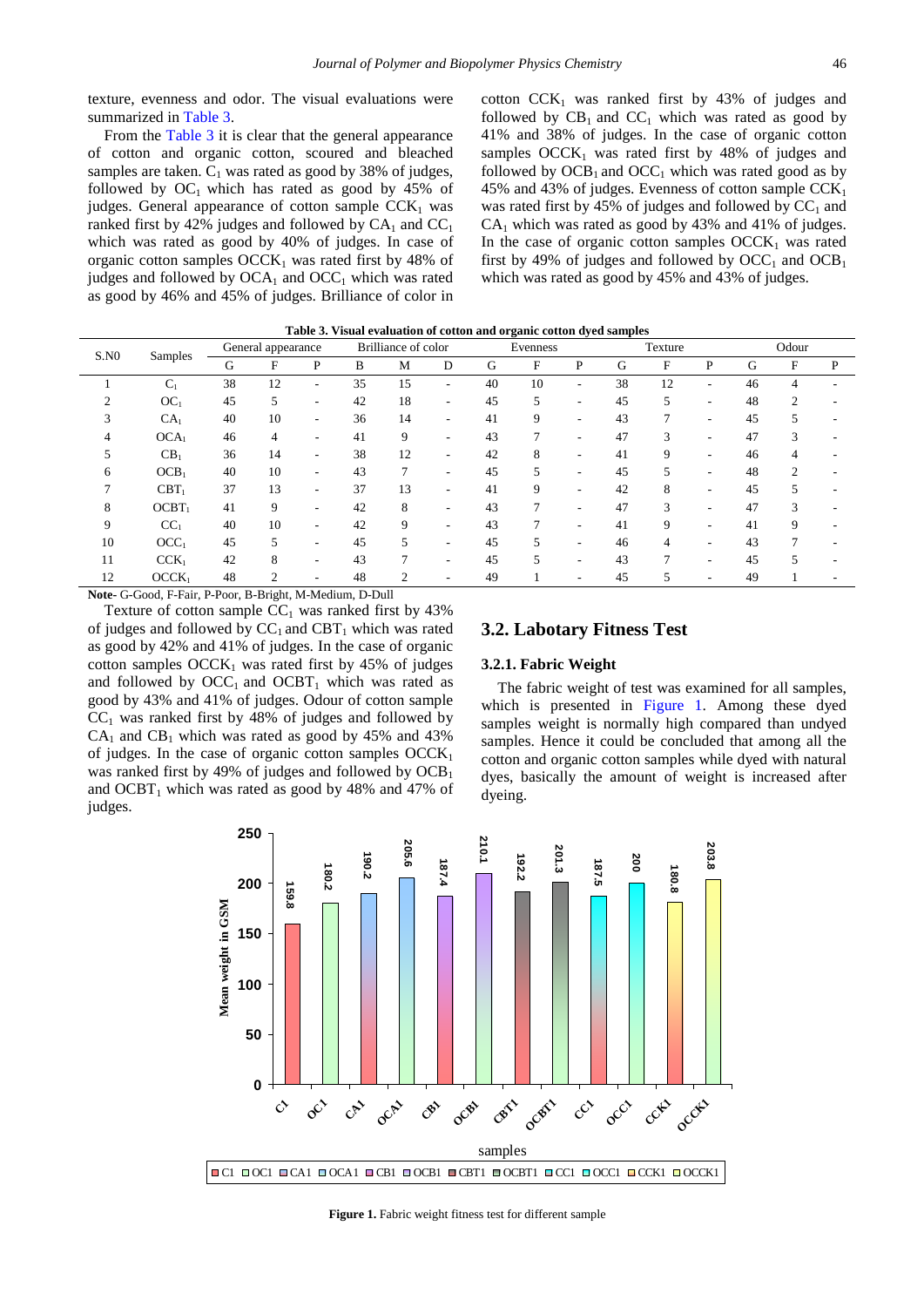texture, evenness and odor. The visual evaluations were summarized in Table 3.

From the Table 3 it is clear that the general appearance of cotton and organic cotton, scoured and bleached samples are taken. $C_1$ was rated as good by 38% of judges, followed by $OC_1$ which has rated as good by 45% of judges. General appearance of cotton sample $CCK_1$ was ranked first by 42% judges and followed by $CA_1$ and $CC_1$ which was rated as good by 40% of judges. In case of organic cotton samples $OCCK_1$ was rated first by 48% of judges and followed by $OCA_1$ and $OCC_1$ which was rated as good by 46% and 45% of judges. Brilliance of color in cotton $CCK_1$ was ranked first by 43% of judges and followed by $CB_1$ and $CC_1$ which was rated as good by 41% and 38% of judges. In the case of organic cotton samples $OCCK_1$ was rated first by 48% of judges and followed by $OCB_1$ and $OCC_1$ which was rated good as by 45% and 43% of judges. Evenness of cotton sample $CCK_1$ was rated first by 45% of judges and followed by $CC_1$ and $CA_1$ which was rated as good by 43% and 41% of judges. In the case of organic cotton samples $OCCK_1$ was rated first by 49% of judges and followed by $OCC_1$ and $OCB_1$ which was rated as good by 45% and 43% of judges.

**Table 3. Visual evaluation of cotton and organic cotton dyed samples**

| S.N0 | Samples | General appearance | | | Brilliance of color | | | Evenness | | | Texture | | | Odour | | |
|---|---|---|---|---|---|---|---|---|---|---|---|---|---|---|---|---|
| | | G | F | P | B | M | D | G | F | P | G | F | P | G | F | P |
| 1 | $C_1$ | 38 | 12 | - | 35 | 15 | - | 40 | 10 | - | 38 | 12 | - | 46 | 4 | - |
| 2 | $OC_1$ | 45 | 5 | - | 42 | 18 | - | 45 | 5 | - | 45 | 5 | - | 48 | 2 | - |
| 3 | $CA_1$ | 40 | 10 | - | 36 | 14 | - | 41 | 9 | - | 43 | 7 | - | 45 | 5 | - |
| 4 | $OCA_1$ | 46 | 4 | - | 41 | 9 | - | 43 | 7 | - | 47 | 3 | - | 47 | 3 | - |
| 5 | $CB_1$ | 36 | 14 | - | 38 | 12 | - | 42 | 8 | - | 41 | 9 | - | 46 | 4 | - |
| 6 | $OCB_1$ | 40 | 10 | - | 43 | 7 | - | 45 | 5 | - | 45 | 5 | - | 48 | 2 | - |
| 7 | $CBT_1$ | 37 | 13 | - | 37 | 13 | - | 41 | 9 | - | 42 | 8 | - | 45 | 5 | - |
| 8 | $OCBT_1$ | 41 | 9 | - | 42 | 8 | - | 43 | 7 | - | 47 | 3 | - | 47 | 3 | - |
| 9 | $CC_1$ | 40 | 10 | - | 42 | 9 | - | 43 | 7 | - | 41 | 9 | - | 41 | 9 | - |
| 10 | $OCC_1$ | 45 | 5 | - | 45 | 5 | - | 45 | 5 | - | 46 | 4 | - | 43 | 7 | - |
| 11 | $CCK_1$ | 42 | 8 | - | 43 | 7 | - | 45 | 5 | - | 43 | 7 | - | 45 | 5 | - |
| 12 | $OCCK_1$ | 48 | 2 | - | 48 | 2 | - | 49 | 1 | - | 45 | 5 | - | 49 | 1 | - |

**Note-** G-Good, F-Fair, P-Poor, B-Bright, M-Medium, D-Dull

Texture of cotton sample $CC_1$ was ranked first by 43% of judges and followed by $CC_1$ and $CBT_1$ which was rated as good by 42% and 41% of judges. In the case of organic cotton samples $OCCK_1$ was rated first by 45% of judges and followed by $OCC_1$ and $OCBT_1$ which was rated as good by 43% and 41% of judges. Odour of cotton sample $CC_1$ was ranked first by 48% of judges and followed by $CA_1$ and $CB_1$ which was rated as good by 45% and 43% of judges. In the case of organic cotton samples $OCCK_1$ was ranked first by 49% of judges and followed by $OCB_1$ and $OCBT_1$ which was rated as good by 48% and 47% of judges.

## 3.2. Labotary Fitness Test

### 3.2.1. Fabric Weight

The fabric weight of test was examined for all samples, which is presented in Figure 1. Among these dyed samples weight is normally high compared than undyed samples. Hence it could be concluded that among all the cotton and organic cotton samples while dyed with natural dyes, basically the amount of weight is increased after dyeing.

**Figure 1.** Fabric weight fitness test for different sample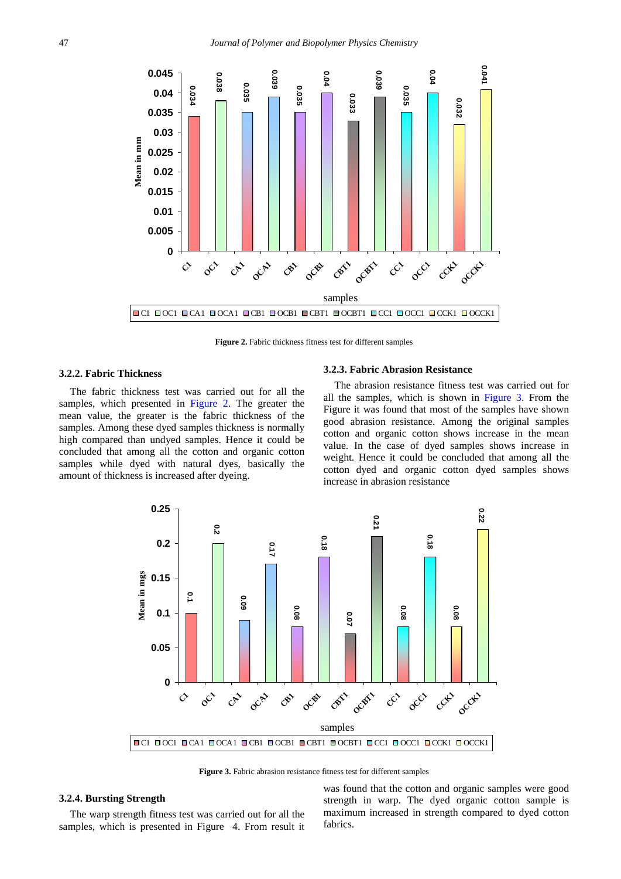**Figure 2.** Fabric thickness fitness test for different samples

### 3.2.2. Fabric Thickness

The fabric thickness test was carried out for all the samples, which presented in Figure 2. The greater the mean value, the greater is the fabric thickness of the samples. Among these dyed samples thickness is normally high compared than undyed samples. Hence it could be concluded that among all the cotton and organic cotton samples while dyed with natural dyes, basically the amount of thickness is increased after dyeing.

### 3.2.3. Fabric Abrasion Resistance

The abrasion resistance fitness test was carried out for all the samples, which is shown in Figure 3. From the Figure it was found that most of the samples have shown good abrasion resistance. Among the original samples cotton and organic cotton shows increase in the mean value. In the case of dyed samples shows increase in weight. Hence it could be concluded that among all the cotton dyed and organic cotton dyed samples shows increase in abrasion resistance

**Figure 3.** Fabric abrasion resistance fitness test for different samples

### 3.2.4. Bursting Strength

The warp strength fitness test was carried out for all the samples, which is presented in Figure 4. From result it was found that the cotton and organic samples were good strength in warp. The dyed organic cotton sample is maximum increased in strength compared to dyed cotton fabrics.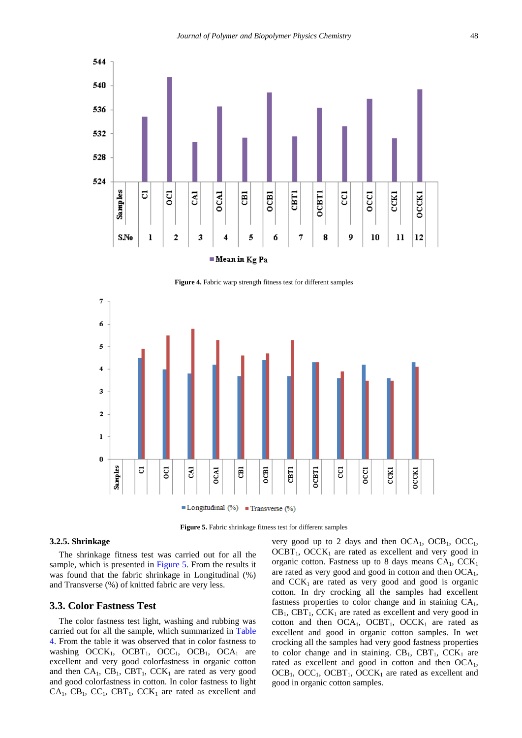**Figure 4.** Fabric warp strength fitness test for different samples

**Figure 5.** Fabric shrinkage fitness test for different samples

#### 3.2.5. Shrinkage

The shrinkage fitness test was carried out for all the sample, which is presented in Figure 5. From the results it was found that the fabric shrinkage in Longitudinal (%) and Transverse (%) of knitted fabric are very less.

### 3.3. Color Fastness Test

The color fastness test light, washing and rubbing was carried out for all the sample, which summarized in Table 4. From the table it was observed that in color fastness to washing $OCCK_1$, $OCBT_1$, $OCC_1$, $OCB_1$, $OCA_1$ are excellent and very good colorfastness in organic cotton and then $CA_1$, $CB_1$, $CBT_1$, $CCK_1$ are rated as very good and good colorfastness in cotton. In color fastness to light $CA_1$, $CB_1$, $CC_1$, $CBT_1$, $CCK_1$ are rated as excellent and very good up to 2 days and then $OCA_1$, $OCB_1$, $OCC_1$, $OCBT_1$, $OCCK_1$ are rated as excellent and very good in organic cotton. Fastness up to 8 days means $CA_1$, $CCK_1$ are rated as very good and good in cotton and then $OCA_1$, and $CCK_1$ are rated as very good and good is organic cotton. In dry crocking all the samples had excellent fastness properties to color change and in staining $CA_1$, $CB_1$, $CBT_1$, $CCK_1$ are rated as excellent and very good in cotton and then $OCA_1$, $OCBT_1$, $OCCK_1$ are rated as excellent and good in organic cotton samples. In wet crocking all the samples had very good fastness properties to color change and in staining. $CB_1$, $CBT_1$, $CCK_1$ are rated as excellent and good in cotton and then $OCA_1$, $OCB_1$, $OCC_1$, $OCBT_1$, $OCCK_1$ are rated as excellent and good in organic cotton samples.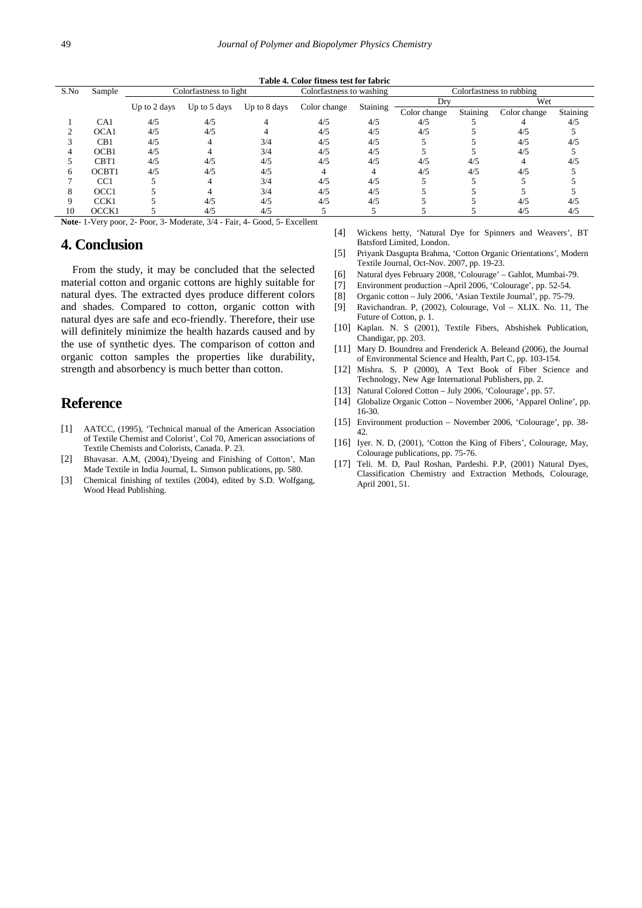**Table 4. Color fitness test for fabric**

| S.No | Sample | Colorfastness to light | | | Colorfastness to washing | | Colorfastness to rubbing | | | |
|---|---|---|---|---|---|---|---|---|---|---|
| | | | | | | | Dry | | Wet | |
| | | Up to 2 days | Up to 5 days | Up to 8 days | Color change | Staining | Color change | Staining | Color change | Staining |
| 1 | CA1 | 4/5 | 4/5 | 4 | 4/5 | 4/5 | 4/5 | 5 | 4 | 4/5 |
| 2 | OCA1 | 4/5 | 4/5 | 4 | 4/5 | 4/5 | 4/5 | 5 | 4/5 | 5 |
| 3 | CB1 | 4/5 | 4 | 3/4 | 4/5 | 4/5 | 5 | 5 | 4/5 | 4/5 |
| 4 | OCB1 | 4/5 | 4 | 3/4 | 4/5 | 4/5 | 5 | 5 | 4/5 | 5 |
| 5 | CBT1 | 4/5 | 4/5 | 4/5 | 4/5 | 4/5 | 4/5 | 4/5 | 4 | 4/5 |
| 6 | OCBT1 | 4/5 | 4/5 | 4/5 | 4 | 4 | 4/5 | 4/5 | 4/5 | 5 |
| 7 | CC1 | 5 | 4 | 3/4 | 4/5 | 4/5 | 5 | 5 | 5 | 5 |
| 8 | OCC1 | 5 | 4 | 3/4 | 4/5 | 4/5 | 5 | 5 | 5 | 5 |
| 9 | CCK1 | 5 | 4/5 | 4/5 | 4/5 | 4/5 | 5 | 5 | 4/5 | 4/5 |
| 10 | OCCK1 | 5 | 4/5 | 4/5 | 5 | 5 | 5 | 5 | 4/5 | 4/5 |

**Note**- 1-Very poor, 2- Poor, 3- Moderate, 3/4 - Fair, 4- Good, 5- Excellent

## 4. Conclusion

From the study, it may be concluded that the selected material cotton and organic cottons are highly suitable for natural dyes. The extracted dyes produce different colors and shades. Compared to cotton, organic cotton with natural dyes are safe and eco-friendly. Therefore, their use will definitely minimize the health hazards caused and by the use of synthetic dyes. The comparison of cotton and organic cotton samples the properties like durability, strength and absorbency is much better than cotton.

## Reference

[1] AATCC, (1995), 'Technical manual of the American Association of Textile Chemist and Colorist', Col 70, American associations of Textile Chemists and Colorists, Canada. P. 23.

[2] Bhavasar. A.M, (2004),'Dyeing and Finishing of Cotton', Man Made Textile in India Journal, L. Simson publications, pp. 580.

[3] Chemical finishing of textiles (2004), edited by S.D. Wolfgang, Wood Head Publishing.

[4] Wickens hetty, 'Natural Dye for Spinners and Weavers', BT Batsford Limited, London.

[5] Priyank Dasgupta Brahma, 'Cotton Organic Orientations', Modern Textile Journal, Oct-Nov. 2007, pp. 19-23.

[6] Natural dyes February 2008, 'Colourage' – Gahlot, Mumbai-79.

[7] Environment production –April 2006, 'Colourage', pp. 52-54.

[8] Organic cotton – July 2006, 'Asian Textile Journal', pp. 75-79.

[9] Ravichandran. P, (2002), Colourage, Vol – XLIX. No. 11, The Future of Cotton, p. 1.

[10] Kaplan. N. S (2001), Textile Fibers, Abshishek Publication, Chandigar, pp. 203.

[11] Mary D. Boundrea and Frenderick A. Beleand (2006), the Journal of Environmental Science and Health, Part C, pp. 103-154.

[12] Mishra. S. P (2000), A Text Book of Fiber Science and Technology, New Age International Publishers, pp. 2.

[13] Natural Colored Cotton – July 2006, 'Colourage', pp. 57.

[14] Globalize Organic Cotton – November 2006, 'Apparel Online', pp. 16-30.

[15] Environment production – November 2006, 'Colourage', pp. 38-42.

[16] Iyer. N. D, (2001), 'Cotton the King of Fibers', Colourage, May, Colourage publications, pp. 75-76.

[17] Teli. M. D, Paul Roshan, Pardeshi. P.P, (2001) Natural Dyes, Classification Chemistry and Extraction Methods, Colourage, April 2001, 51.